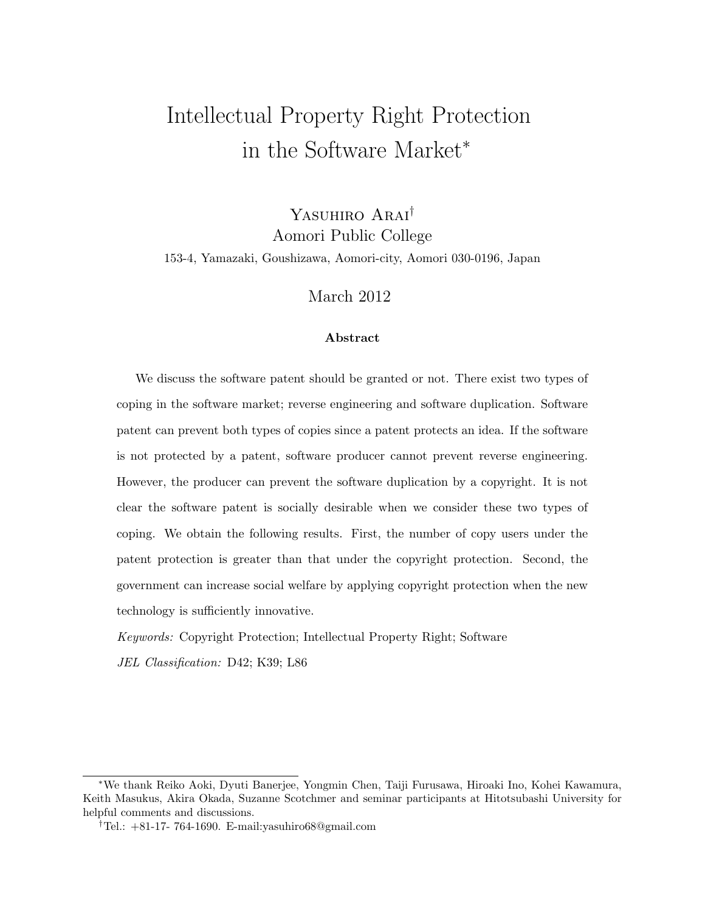# Intellectual Property Right Protection in the Software Market*

Yasuhiro Arai†

Aomori Public College

153-4, Yamazaki, Goushizawa, Aomori-city, Aomori 030-0196, Japan

March 2012

**Abstract**

We discuss the software patent should be granted or not. There exist two types of coping in the software market; reverse engineering and software duplication. Software patent can prevent both types of copies since a patent protects an idea. If the software is not protected by a patent, software producer cannot prevent reverse engineering. However, the producer can prevent the software duplication by a copyright. It is not clear the software patent is socially desirable when we consider these two types of coping. We obtain the following results. First, the number of copy users under the patent protection is greater than that under the copyright protection. Second, the government can increase social welfare by applying copyright protection when the new technology is sufficiently innovative.

*Keywords:* Copyright Protection; Intellectual Property Right; Software

*JEL Classification:* D42; K39; L86

---

*We thank Reiko Aoki, Dyuti Banerjee, Yongmin Chen, Taiji Furusawa, Hiroaki Ino, Kohei Kawamura, Keith Masukus, Akira Okada, Suzanne Scotchmer and seminar participants at Hitotsubashi University for helpful comments and discussions.

†Tel.: +81-17- 764-1690. E-mail:yasuhiro68@gmail.com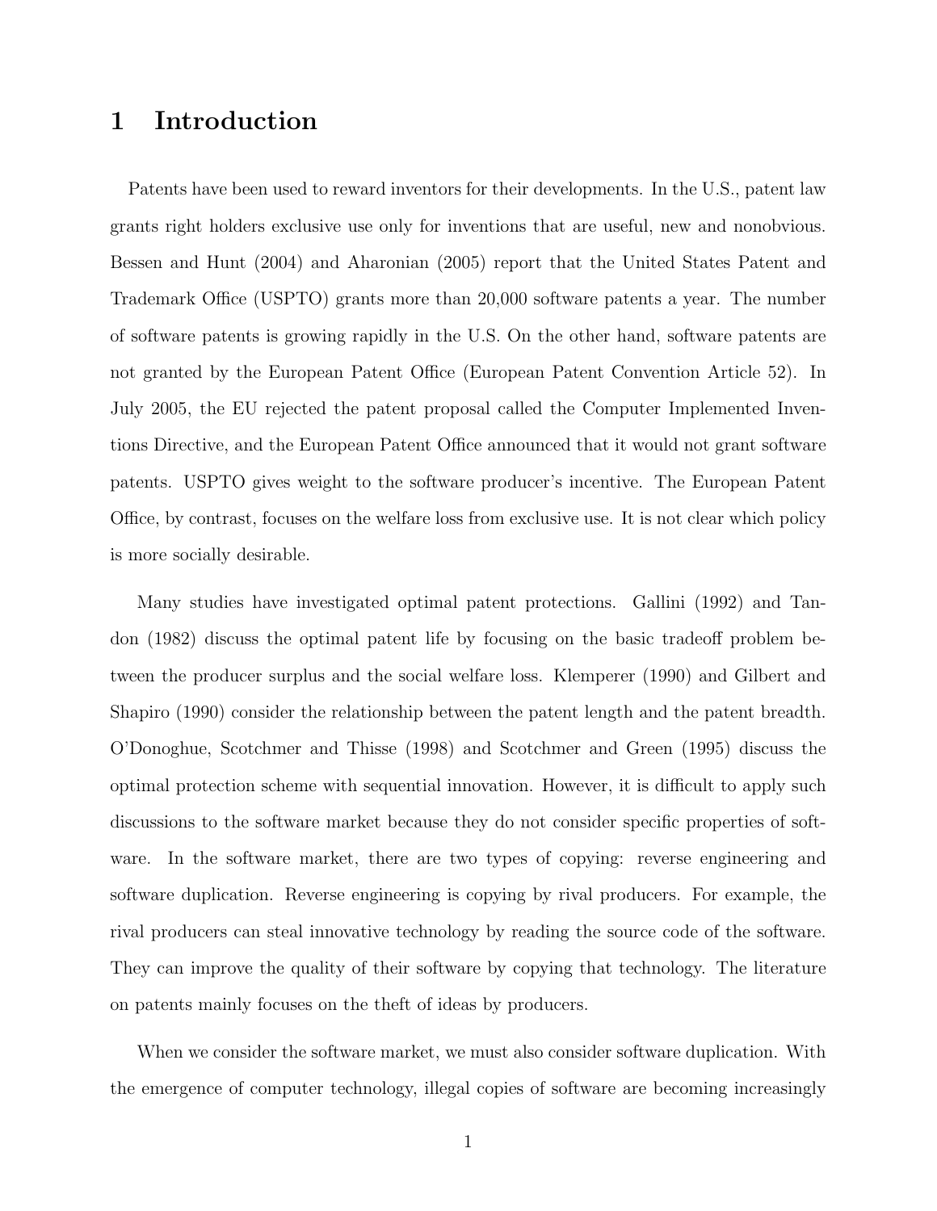# 1 Introduction

Patents have been used to reward inventors for their developments. In the U.S., patent law grants right holders exclusive use only for inventions that are useful, new and nonobvious. Bessen and Hunt (2004) and Aharonian (2005) report that the United States Patent and Trademark Office (USPTO) grants more than 20,000 software patents a year. The number of software patents is growing rapidly in the U.S. On the other hand, software patents are not granted by the European Patent Office (European Patent Convention Article 52). In July 2005, the EU rejected the patent proposal called the Computer Implemented Inventions Directive, and the European Patent Office announced that it would not grant software patents. USPTO gives weight to the software producer's incentive. The European Patent Office, by contrast, focuses on the welfare loss from exclusive use. It is not clear which policy is more socially desirable.

Many studies have investigated optimal patent protections. Gallini (1992) and Tandon (1982) discuss the optimal patent life by focusing on the basic tradeoff problem between the producer surplus and the social welfare loss. Klemperer (1990) and Gilbert and Shapiro (1990) consider the relationship between the patent length and the patent breadth. O'Donoghue, Scotchmer and Thisse (1998) and Scotchmer and Green (1995) discuss the optimal protection scheme with sequential innovation. However, it is difficult to apply such discussions to the software market because they do not consider specific properties of software. In the software market, there are two types of copying: reverse engineering and software duplication. Reverse engineering is copying by rival producers. For example, the rival producers can steal innovative technology by reading the source code of the software. They can improve the quality of their software by copying that technology. The literature on patents mainly focuses on the theft of ideas by producers.

When we consider the software market, we must also consider software duplication. With the emergence of computer technology, illegal copies of software are becoming increasingly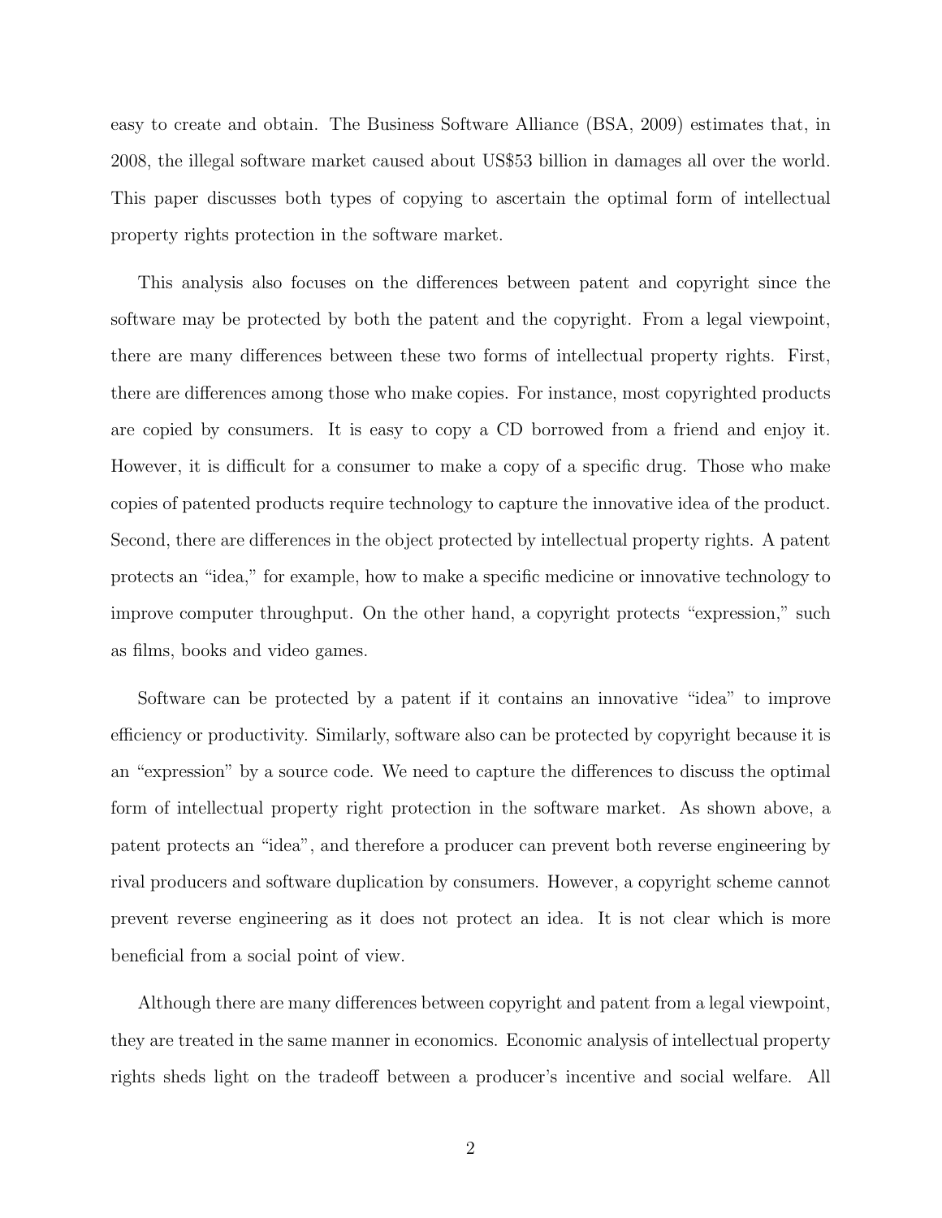easy to create and obtain. The Business Software Alliance (BSA, 2009) estimates that, in 2008, the illegal software market caused about US$53 billion in damages all over the world. This paper discusses both types of copying to ascertain the optimal form of intellectual property rights protection in the software market.

This analysis also focuses on the differences between patent and copyright since the software may be protected by both the patent and the copyright. From a legal viewpoint, there are many differences between these two forms of intellectual property rights. First, there are differences among those who make copies. For instance, most copyrighted products are copied by consumers. It is easy to copy a CD borrowed from a friend and enjoy it. However, it is difficult for a consumer to make a copy of a specific drug. Those who make copies of patented products require technology to capture the innovative idea of the product. Second, there are differences in the object protected by intellectual property rights. A patent protects an "idea," for example, how to make a specific medicine or innovative technology to improve computer throughput. On the other hand, a copyright protects "expression," such as films, books and video games.

Software can be protected by a patent if it contains an innovative "idea" to improve efficiency or productivity. Similarly, software also can be protected by copyright because it is an "expression" by a source code. We need to capture the differences to discuss the optimal form of intellectual property right protection in the software market. As shown above, a patent protects an "idea", and therefore a producer can prevent both reverse engineering by rival producers and software duplication by consumers. However, a copyright scheme cannot prevent reverse engineering as it does not protect an idea. It is not clear which is more beneficial from a social point of view.

Although there are many differences between copyright and patent from a legal viewpoint, they are treated in the same manner in economics. Economic analysis of intellectual property rights sheds light on the tradeoff between a producer's incentive and social welfare. All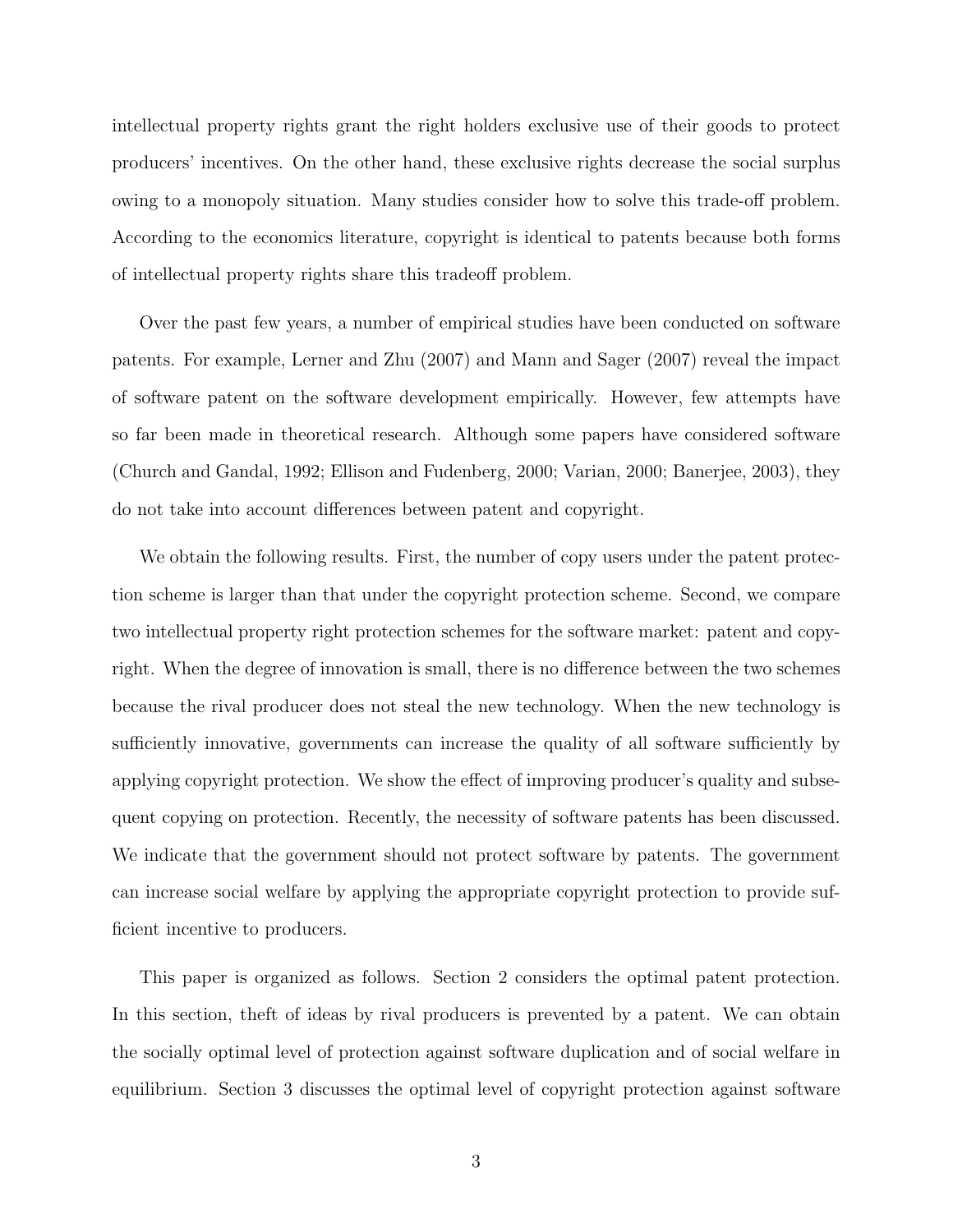intellectual property rights grant the right holders exclusive use of their goods to protect producers' incentives. On the other hand, these exclusive rights decrease the social surplus owing to a monopoly situation. Many studies consider how to solve this trade-off problem. According to the economics literature, copyright is identical to patents because both forms of intellectual property rights share this tradeoff problem.

Over the past few years, a number of empirical studies have been conducted on software patents. For example, Lerner and Zhu (2007) and Mann and Sager (2007) reveal the impact of software patent on the software development empirically. However, few attempts have so far been made in theoretical research. Although some papers have considered software (Church and Gandal, 1992; Ellison and Fudenberg, 2000; Varian, 2000; Banerjee, 2003), they do not take into account differences between patent and copyright.

We obtain the following results. First, the number of copy users under the patent protection scheme is larger than that under the copyright protection scheme. Second, we compare two intellectual property right protection schemes for the software market: patent and copyright. When the degree of innovation is small, there is no difference between the two schemes because the rival producer does not steal the new technology. When the new technology is sufficiently innovative, governments can increase the quality of all software sufficiently by applying copyright protection. We show the effect of improving producer's quality and subsequent copying on protection. Recently, the necessity of software patents has been discussed. We indicate that the government should not protect software by patents. The government can increase social welfare by applying the appropriate copyright protection to provide sufficient incentive to producers.

This paper is organized as follows. Section 2 considers the optimal patent protection. In this section, theft of ideas by rival producers is prevented by a patent. We can obtain the socially optimal level of protection against software duplication and of social welfare in equilibrium. Section 3 discusses the optimal level of copyright protection against software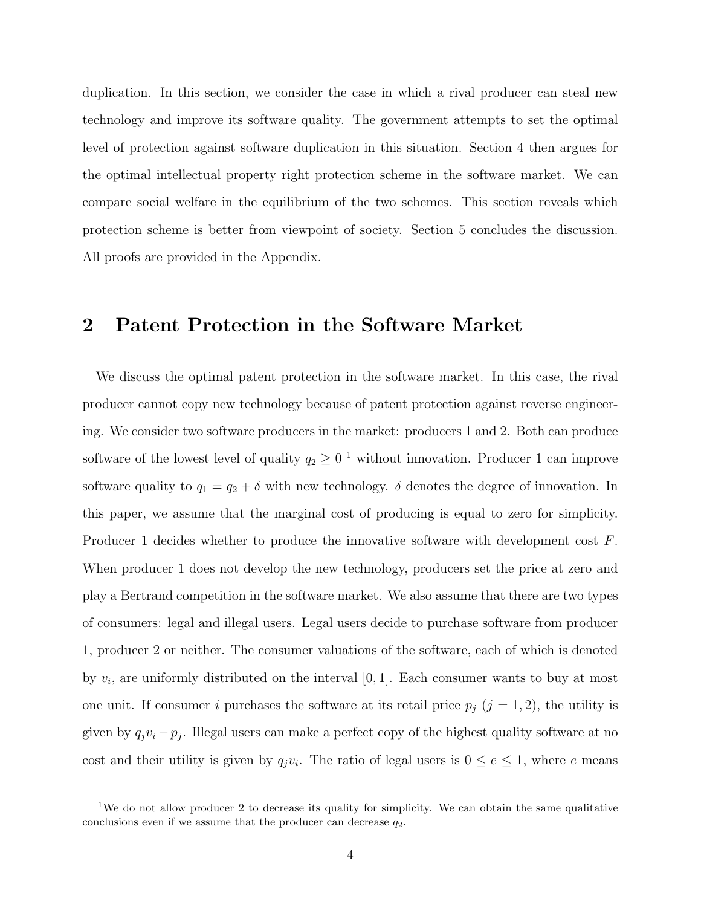duplication. In this section, we consider the case in which a rival producer can steal new technology and improve its software quality. The government attempts to set the optimal level of protection against software duplication in this situation. Section 4 then argues for the optimal intellectual property right protection scheme in the software market. We can compare social welfare in the equilibrium of the two schemes. This section reveals which protection scheme is better from viewpoint of society. Section 5 concludes the discussion. All proofs are provided in the Appendix.

## 2 Patent Protection in the Software Market

We discuss the optimal patent protection in the software market. In this case, the rival producer cannot copy new technology because of patent protection against reverse engineering. We consider two software producers in the market: producers 1 and 2. Both can produce software of the lowest level of quality $q_2 \geq 0$ [1] without innovation. Producer 1 can improve software quality to $q_1 = q_2 + \delta$ with new technology. $\delta$ denotes the degree of innovation. In this paper, we assume that the marginal cost of producing is equal to zero for simplicity. Producer 1 decides whether to produce the innovative software with development cost $F$. When producer 1 does not develop the new technology, producers set the price at zero and play a Bertrand competition in the software market. We also assume that there are two types of consumers: legal and illegal users. Legal users decide to purchase software from producer 1, producer 2 or neither. The consumer valuations of the software, each of which is denoted by $v_i$, are uniformly distributed on the interval $[0, 1]$. Each consumer wants to buy at most one unit. If consumer $i$ purchases the software at its retail price $p_j$ ($j = 1, 2$), the utility is given by $q_j v_i - p_j$. Illegal users can make a perfect copy of the highest quality software at no cost and their utility is given by $q_j v_i$. The ratio of legal users is $0 \leq e \leq 1$, where $e$ means

[1] We do not allow producer 2 to decrease its quality for simplicity. We can obtain the same qualitative conclusions even if we assume that the producer can decrease $q_2$.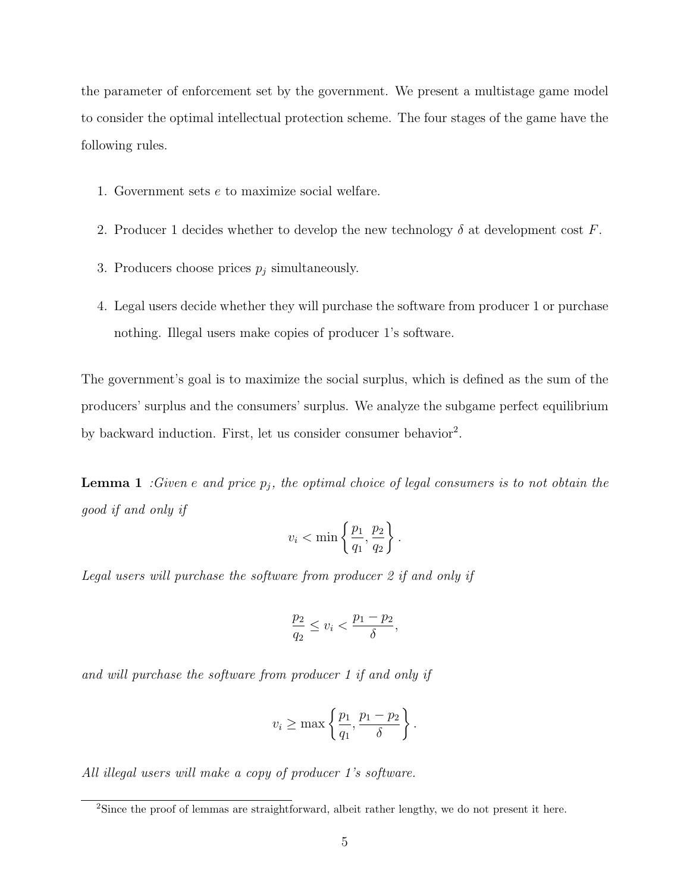the parameter of enforcement set by the government. We present a multistage game model to consider the optimal intellectual protection scheme. The four stages of the game have the following rules.

1. Government sets $e$ to maximize social welfare.
2. Producer 1 decides whether to develop the new technology $\delta$ at development cost $F$.
3. Producers choose prices $p_j$ simultaneously.
4. Legal users decide whether they will purchase the software from producer 1 or purchase nothing. Illegal users make copies of producer 1's software.

The government's goal is to maximize the social surplus, which is defined as the sum of the producers' surplus and the consumers' surplus. We analyze the subgame perfect equilibrium by backward induction. First, let us consider consumer behavior[2].

**Lemma 1** *:Given $e$ and price $p_j$, the optimal choice of legal consumers is to not obtain the good if and only if*

$$v_i < \min\left\{\frac{p_1}{q_1}, \frac{p_2}{q_2}\right\}.$$

*Legal users will purchase the software from producer 2 if and only if*

$$\frac{p_2}{q_2} \leq v_i < \frac{p_1 - p_2}{\delta},$$

*and will purchase the software from producer 1 if and only if*

$$v_i \geq \max\left\{\frac{p_1}{q_1}, \frac{p_1 - p_2}{\delta}\right\}.$$

*All illegal users will make a copy of producer 1's software.*

[2] Since the proof of lemmas are straightforward, albeit rather lengthy, we do not present it here.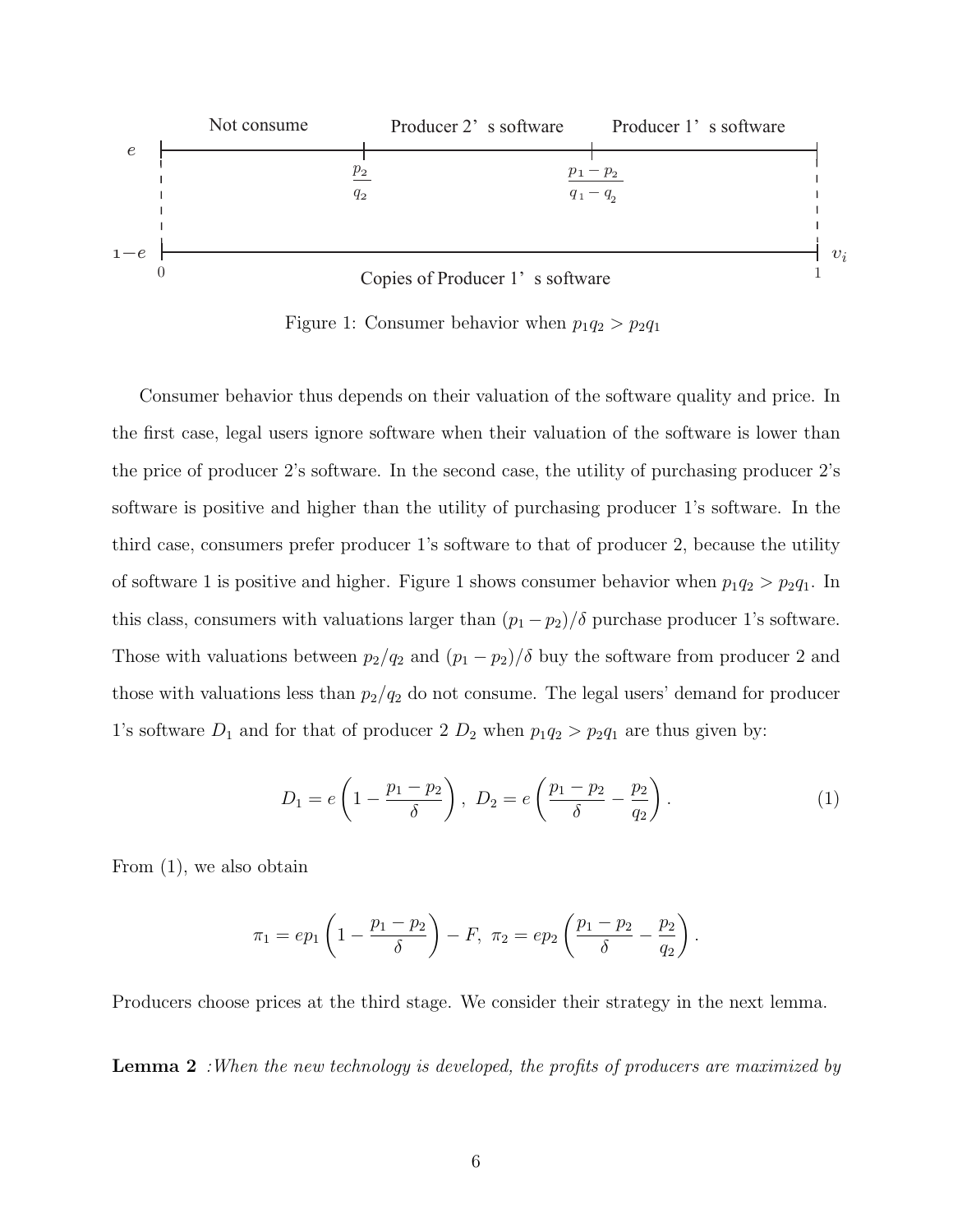Not consume — Producer 2's software — Producer 1's software

$e$: $0$ ——— $\frac{p_2}{q_2}$ ——— $\frac{p_1 - p_2}{q_1 - q_2}$ ——— $1$

$1-e$: $0$ ——— Copies of Producer 1's software ——— $1$ $v_i$

Figure 1: Consumer behavior when $p_1 q_2 > p_2 q_1$

Consumer behavior thus depends on their valuation of the software quality and price. In the first case, legal users ignore software when their valuation of the software is lower than the price of producer 2's software. In the second case, the utility of purchasing producer 2's software is positive and higher than the utility of purchasing producer 1's software. In the third case, consumers prefer producer 1's software to that of producer 2, because the utility of software 1 is positive and higher. Figure 1 shows consumer behavior when $p_1 q_2 > p_2 q_1$. In this class, consumers with valuations larger than $(p_1 - p_2)/\delta$ purchase producer 1's software. Those with valuations between $p_2/q_2$ and $(p_1 - p_2)/\delta$ buy the software from producer 2 and those with valuations less than $p_2/q_2$ do not consume. The legal users' demand for producer 1's software $D_1$ and for that of producer 2 $D_2$ when $p_1 q_2 > p_2 q_1$ are thus given by:

$$D_1 = e\left(1 - \frac{p_1 - p_2}{\delta}\right),\ D_2 = e\left(\frac{p_1 - p_2}{\delta} - \frac{p_2}{q_2}\right). \tag{1}$$

From (1), we also obtain

$$\pi_1 = ep_1\left(1 - \frac{p_1 - p_2}{\delta}\right) - F,\ \pi_2 = ep_2\left(\frac{p_1 - p_2}{\delta} - \frac{p_2}{q_2}\right).$$

Producers choose prices at the third stage. We consider their strategy in the next lemma.

**Lemma 2** *:When the new technology is developed, the profits of producers are maximized by*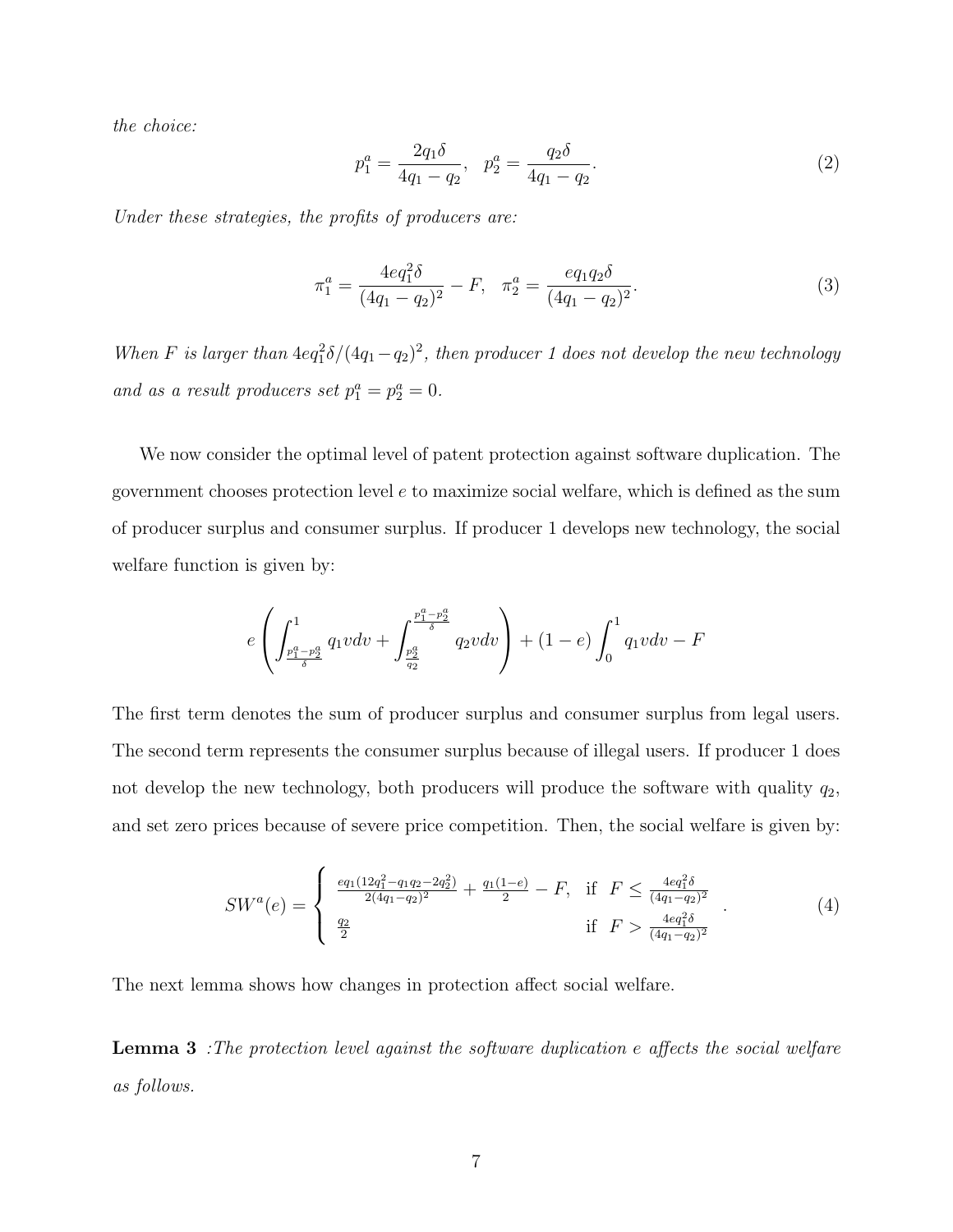*the choice:*

$$p_1^a = \frac{2q_1\delta}{4q_1 - q_2}, \quad p_2^a = \frac{q_2\delta}{4q_1 - q_2}. \tag{2}$$

*Under these strategies, the profits of producers are:*

$$\pi_1^a = \frac{4eq_1^2\delta}{(4q_1 - q_2)^2} - F, \quad \pi_2^a = \frac{eq_1q_2\delta}{(4q_1 - q_2)^2}. \tag{3}$$

*When $F$ is larger than $4eq_1^2\delta/(4q_1 - q_2)^2$, then producer 1 does not develop the new technology and as a result producers set $p_1^a = p_2^a = 0$.*

We now consider the optimal level of patent protection against software duplication. The government chooses protection level $e$ to maximize social welfare, which is defined as the sum of producer surplus and consumer surplus. If producer 1 develops new technology, the social welfare function is given by:

$$e\left(\int_{\frac{p_1^a - p_2^a}{\delta}}^{1} q_1 v dv + \int_{\frac{p_2^a}{q_2}}^{\frac{p_1^a - p_2^a}{\delta}} q_2 v dv\right) + (1-e)\int_0^1 q_1 v dv - F$$

The first term denotes the sum of producer surplus and consumer surplus from legal users. The second term represents the consumer surplus because of illegal users. If producer 1 does not develop the new technology, both producers will produce the software with quality $q_2$, and set zero prices because of severe price competition. Then, the social welfare is given by:

$$SW^a(e) = \begin{cases} \frac{eq_1(12q_1^2 - q_1q_2 - 2q_2^2)}{2(4q_1 - q_2)^2} + \frac{q_1(1-e)}{2} - F, & \text{if } \ F \leq \frac{4eq_1^2\delta}{(4q_1 - q_2)^2} \\ \frac{q_2}{2} & \text{if } \ F > \frac{4eq_1^2\delta}{(4q_1 - q_2)^2} \end{cases}. \tag{4}$$

The next lemma shows how changes in protection affect social welfare.

**Lemma 3** *:The protection level against the software duplication $e$ affects the social welfare as follows.*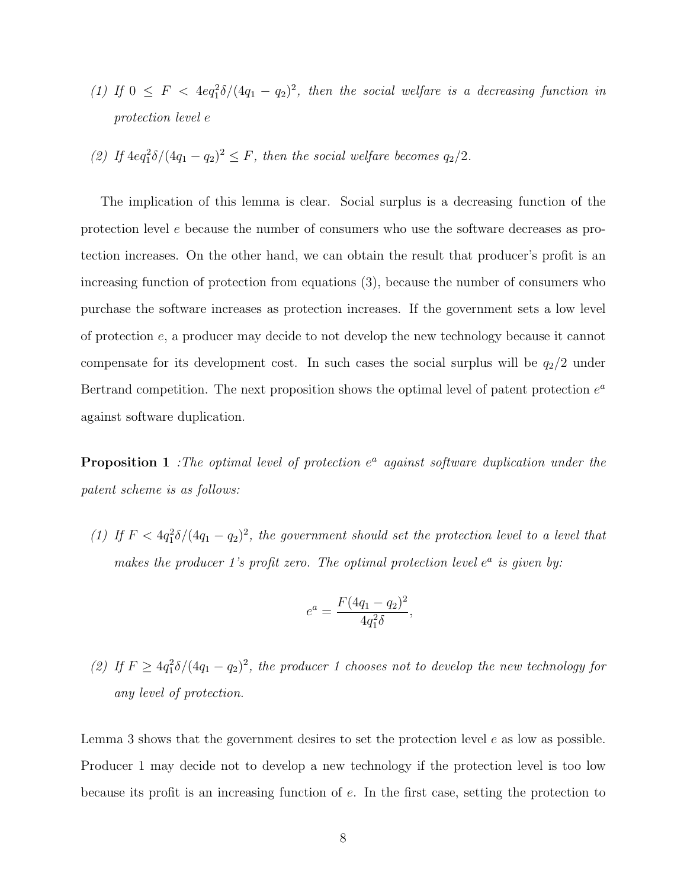*(1) If $0 \leq F < 4eq_1^2\delta/(4q_1 - q_2)^2$, then the social welfare is a decreasing function in protection level $e$*

*(2) If $4eq_1^2\delta/(4q_1 - q_2)^2 \leq F$, then the social welfare becomes $q_2/2$.*

The implication of this lemma is clear. Social surplus is a decreasing function of the protection level $e$ because the number of consumers who use the software decreases as protection increases. On the other hand, we can obtain the result that producer's profit is an increasing function of protection from equations (3), because the number of consumers who purchase the software increases as protection increases. If the government sets a low level of protection $e$, a producer may decide to not develop the new technology because it cannot compensate for its development cost. In such cases the social surplus will be $q_2/2$ under Bertrand competition. The next proposition shows the optimal level of patent protection $e^a$ against software duplication.

**Proposition 1** *:The optimal level of protection $e^a$ against software duplication under the patent scheme is as follows:*

*(1) If $F < 4q_1^2\delta/(4q_1 - q_2)^2$, the government should set the protection level to a level that makes the producer 1's profit zero. The optimal protection level $e^a$ is given by:*

$$e^a = \frac{F(4q_1 - q_2)^2}{4q_1^2\delta},$$

*(2) If $F \geq 4q_1^2\delta/(4q_1 - q_2)^2$, the producer 1 chooses not to develop the new technology for any level of protection.*

Lemma 3 shows that the government desires to set the protection level $e$ as low as possible. Producer 1 may decide not to develop a new technology if the protection level is too low because its profit is an increasing function of $e$. In the first case, setting the protection to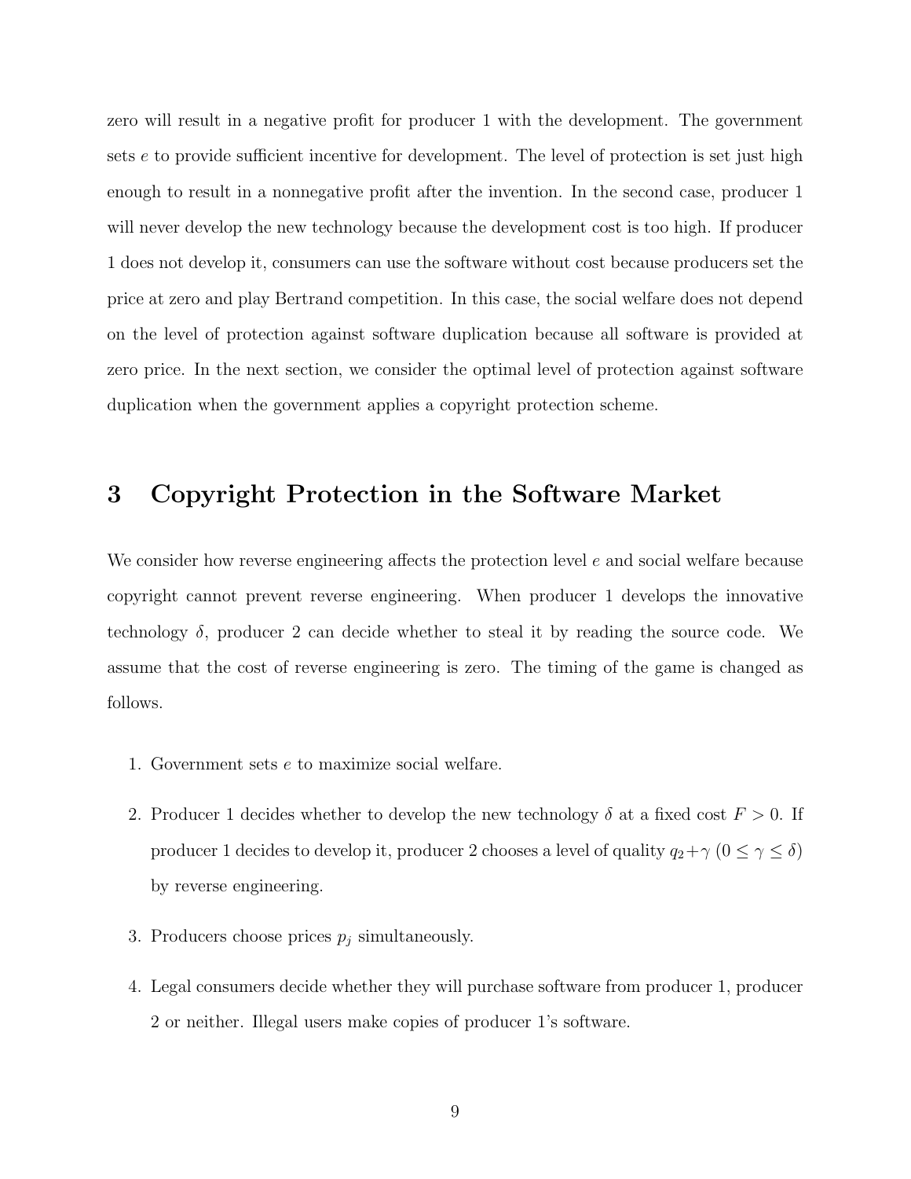zero will result in a negative profit for producer 1 with the development. The government sets $e$ to provide sufficient incentive for development. The level of protection is set just high enough to result in a nonnegative profit after the invention. In the second case, producer 1 will never develop the new technology because the development cost is too high. If producer 1 does not develop it, consumers can use the software without cost because producers set the price at zero and play Bertrand competition. In this case, the social welfare does not depend on the level of protection against software duplication because all software is provided at zero price. In the next section, we consider the optimal level of protection against software duplication when the government applies a copyright protection scheme.

# 3 Copyright Protection in the Software Market

We consider how reverse engineering affects the protection level $e$ and social welfare because copyright cannot prevent reverse engineering. When producer 1 develops the innovative technology $\delta$, producer 2 can decide whether to steal it by reading the source code. We assume that the cost of reverse engineering is zero. The timing of the game is changed as follows.

1. Government sets $e$ to maximize social welfare.
2. Producer 1 decides whether to develop the new technology $\delta$ at a fixed cost $F > 0$. If producer 1 decides to develop it, producer 2 chooses a level of quality $q_2 + \gamma$ ($0 \leq \gamma \leq \delta$) by reverse engineering.
3. Producers choose prices $p_j$ simultaneously.
4. Legal consumers decide whether they will purchase software from producer 1, producer 2 or neither. Illegal users make copies of producer 1's software.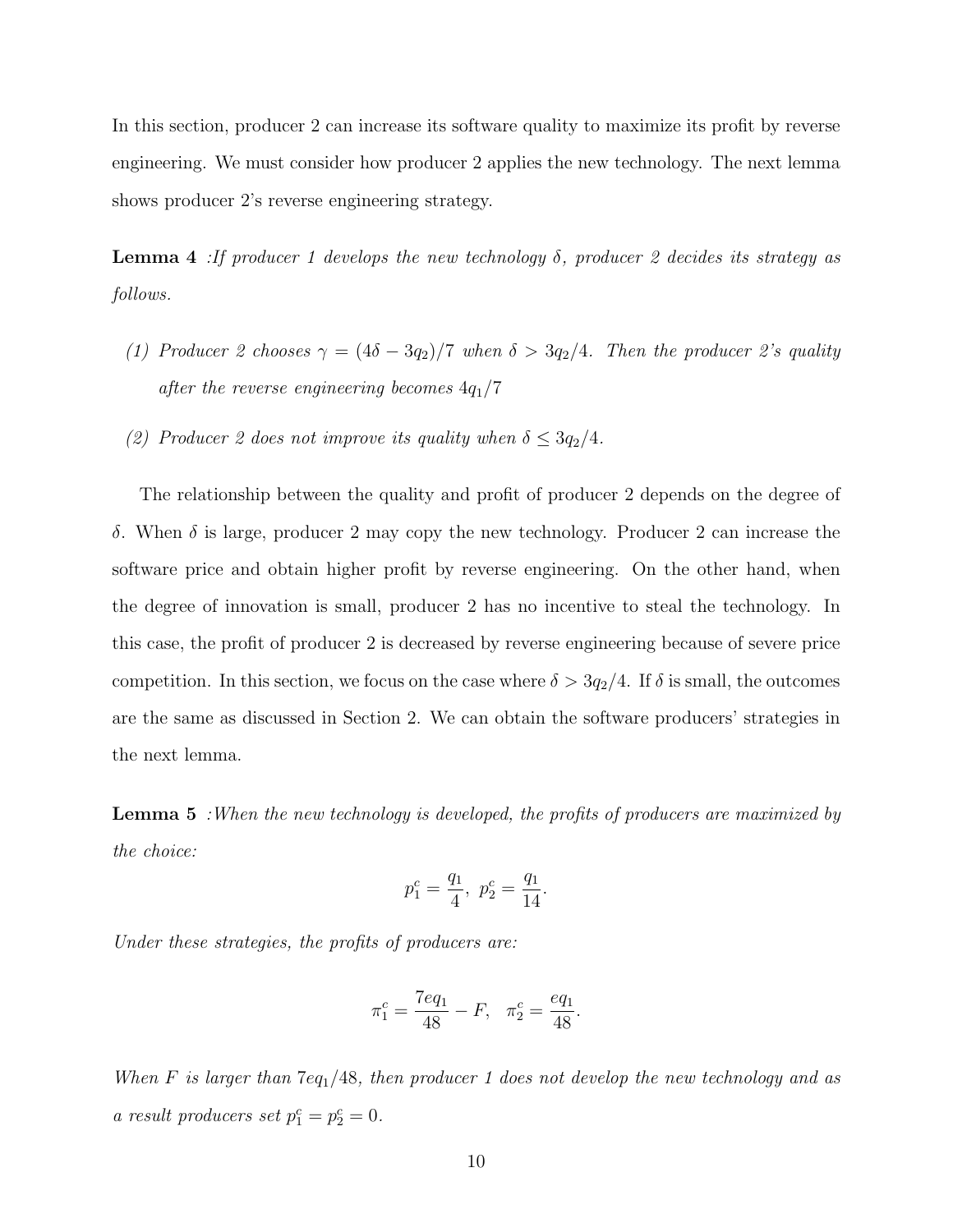In this section, producer 2 can increase its software quality to maximize its profit by reverse engineering. We must consider how producer 2 applies the new technology. The next lemma shows producer 2's reverse engineering strategy.

**Lemma 4** *:If producer 1 develops the new technology $\delta$, producer 2 decides its strategy as follows.*

1. *Producer 2 chooses $\gamma = (4\delta - 3q_2)/7$ when $\delta > 3q_2/4$. Then the producer 2's quality after the reverse engineering becomes $4q_1/7$*
2. *Producer 2 does not improve its quality when $\delta \leq 3q_2/4$.*

The relationship between the quality and profit of producer 2 depends on the degree of $\delta$. When $\delta$ is large, producer 2 may copy the new technology. Producer 2 can increase the software price and obtain higher profit by reverse engineering. On the other hand, when the degree of innovation is small, producer 2 has no incentive to steal the technology. In this case, the profit of producer 2 is decreased by reverse engineering because of severe price competition. In this section, we focus on the case where $\delta > 3q_2/4$. If $\delta$ is small, the outcomes are the same as discussed in Section 2. We can obtain the software producers' strategies in the next lemma.

**Lemma 5** *:When the new technology is developed, the profits of producers are maximized by the choice:*

$$p_1^c = \frac{q_1}{4},\ p_2^c = \frac{q_1}{14}.$$

*Under these strategies, the profits of producers are:*

$$\pi_1^c = \frac{7eq_1}{48} - F, \quad \pi_2^c = \frac{eq_1}{48}.$$

*When $F$ is larger than $7eq_1/48$, then producer 1 does not develop the new technology and as a result producers set $p_1^c = p_2^c = 0$.*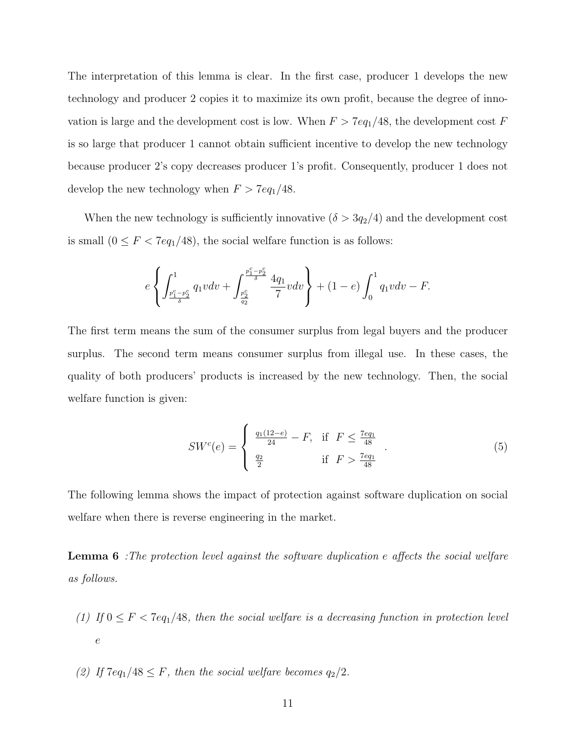The interpretation of this lemma is clear. In the first case, producer 1 develops the new technology and producer 2 copies it to maximize its own profit, because the degree of innovation is large and the development cost is low. When $F > 7eq_1/48$, the development cost $F$ is so large that producer 1 cannot obtain sufficient incentive to develop the new technology because producer 2's copy decreases producer 1's profit. Consequently, producer 1 does not develop the new technology when $F > 7eq_1/48$.

When the new technology is sufficiently innovative ($\delta > 3q_2/4$) and the development cost is small ($0 \leq F < 7eq_1/48$), the social welfare function is as follows:

$$e\left\{\int_{\frac{p_1^c - p_2^c}{\delta}}^{1} q_1 v dv + \int_{\frac{p_2^c}{q_2}}^{\frac{p_1^c - p_2^c}{\delta}} \frac{4q_1}{7} v dv\right\} + (1-e)\int_0^1 q_1 v dv - F.$$

The first term means the sum of the consumer surplus from legal buyers and the producer surplus. The second term means consumer surplus from illegal use. In these cases, the quality of both producers' products is increased by the new technology. Then, the social welfare function is given:

$$SW^c(e) = \begin{cases} \frac{q_1(12-e)}{24} - F, & \text{if } \ F \leq \frac{7eq_1}{48} \\ \frac{q_2}{2} & \text{if } \ F > \frac{7eq_1}{48} \end{cases}. \tag{5}$$

The following lemma shows the impact of protection against software duplication on social welfare when there is reverse engineering in the market.

**Lemma 6** *:The protection level against the software duplication $e$ affects the social welfare as follows.*

*(1) If $0 \leq F < 7eq_1/48$, then the social welfare is a decreasing function in protection level $e$*

*(2) If $7eq_1/48 \leq F$, then the social welfare becomes $q_2/2$.*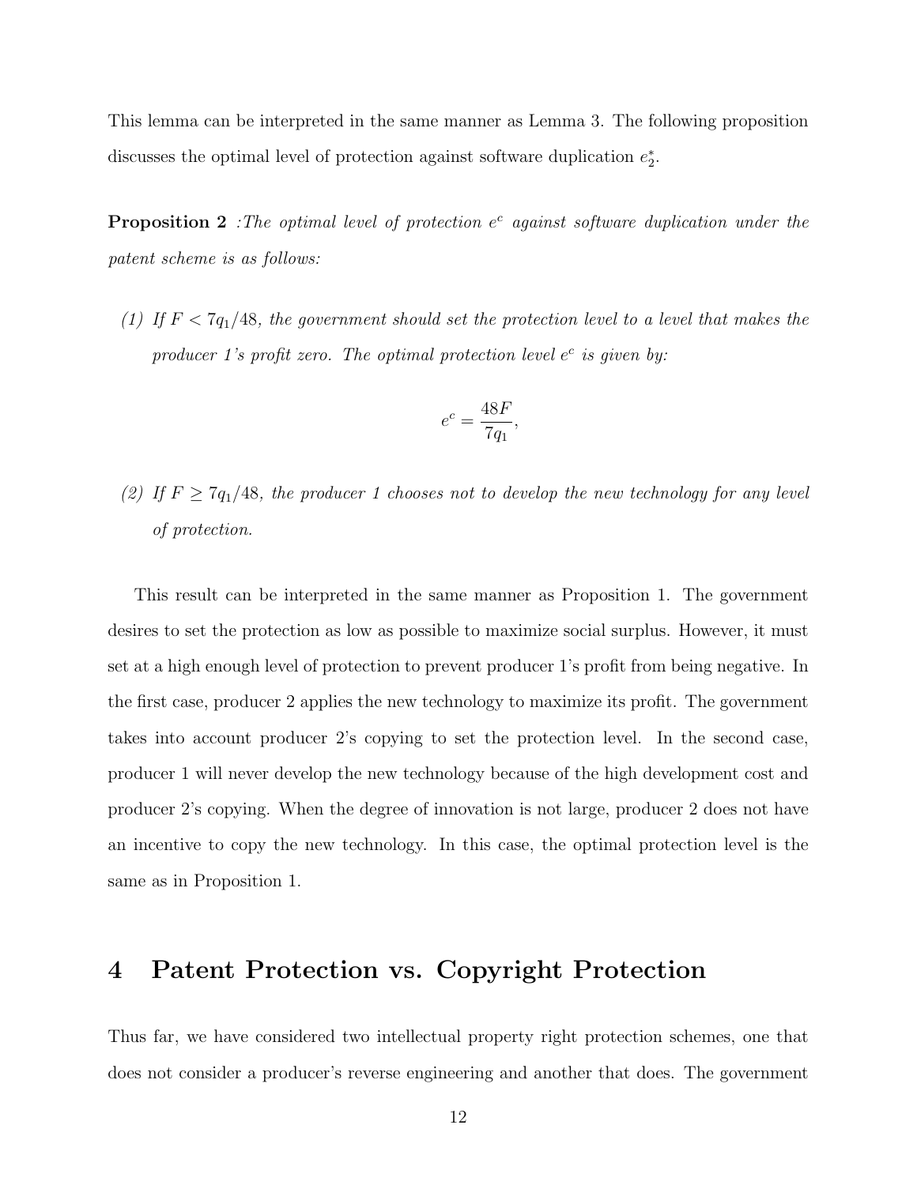This lemma can be interpreted in the same manner as Lemma 3. The following proposition discusses the optimal level of protection against software duplication $e_2^*$.

**Proposition 2** *:The optimal level of protection $e^c$ against software duplication under the patent scheme is as follows:*

*(1) If $F < 7q_1/48$, the government should set the protection level to a level that makes the producer 1's profit zero. The optimal protection level $e^c$ is given by:*

$$e^c = \frac{48F}{7q_1},$$

*(2) If $F \geq 7q_1/48$, the producer 1 chooses not to develop the new technology for any level of protection.*

This result can be interpreted in the same manner as Proposition 1. The government desires to set the protection as low as possible to maximize social surplus. However, it must set at a high enough level of protection to prevent producer 1's profit from being negative. In the first case, producer 2 applies the new technology to maximize its profit. The government takes into account producer 2's copying to set the protection level. In the second case, producer 1 will never develop the new technology because of the high development cost and producer 2's copying. When the degree of innovation is not large, producer 2 does not have an incentive to copy the new technology. In this case, the optimal protection level is the same as in Proposition 1.

# 4 Patent Protection vs. Copyright Protection

Thus far, we have considered two intellectual property right protection schemes, one that does not consider a producer's reverse engineering and another that does. The government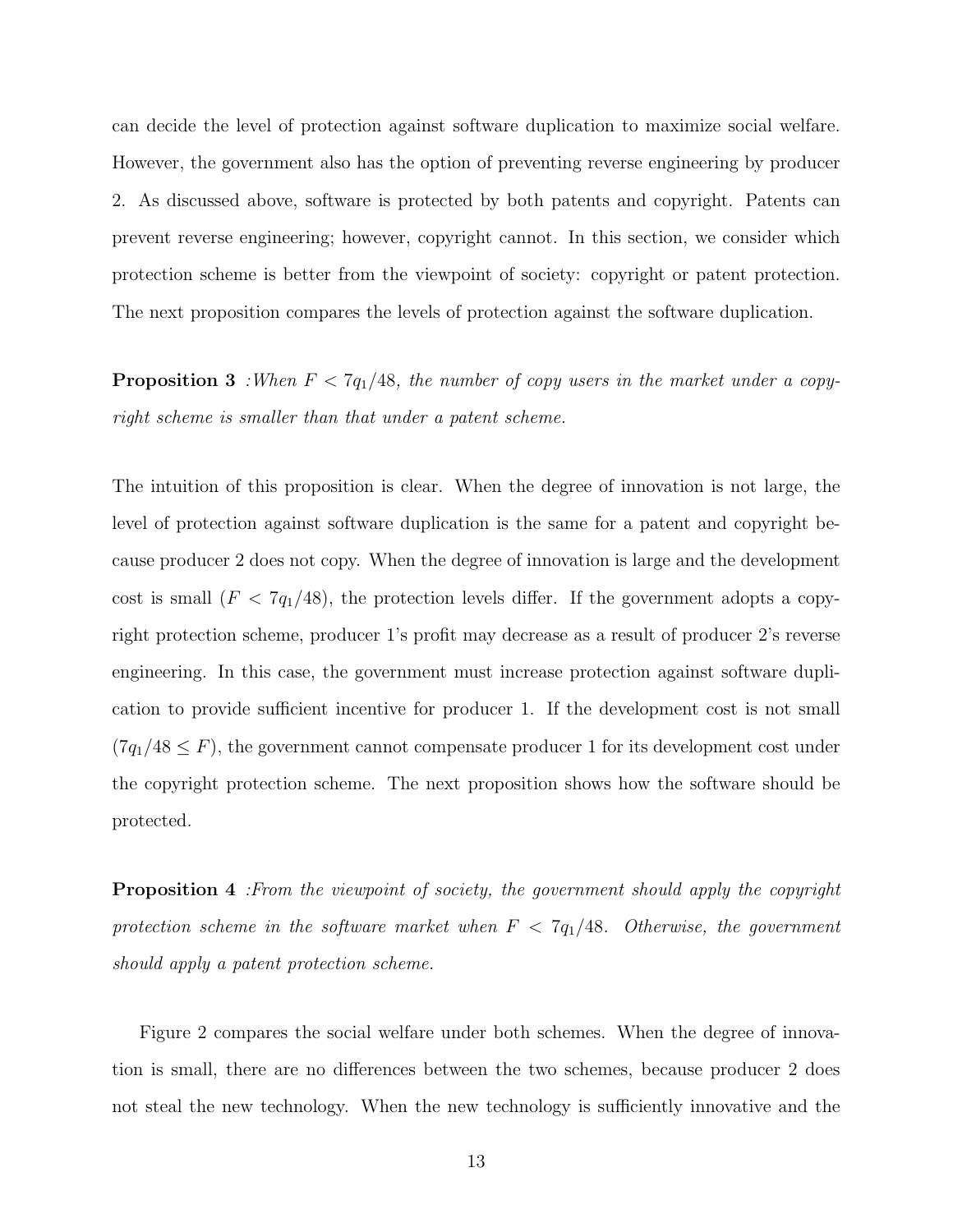can decide the level of protection against software duplication to maximize social welfare. However, the government also has the option of preventing reverse engineering by producer 2. As discussed above, software is protected by both patents and copyright. Patents can prevent reverse engineering; however, copyright cannot. In this section, we consider which protection scheme is better from the viewpoint of society: copyright or patent protection. The next proposition compares the levels of protection against the software duplication.

**Proposition 3** *:When $F < 7q_1/48$, the number of copy users in the market under a copyright scheme is smaller than that under a patent scheme.*

The intuition of this proposition is clear. When the degree of innovation is not large, the level of protection against software duplication is the same for a patent and copyright because producer 2 does not copy. When the degree of innovation is large and the development cost is small ($F < 7q_1/48$), the protection levels differ. If the government adopts a copyright protection scheme, producer 1's profit may decrease as a result of producer 2's reverse engineering. In this case, the government must increase protection against software duplication to provide sufficient incentive for producer 1. If the development cost is not small ($7q_1/48 \leq F$), the government cannot compensate producer 1 for its development cost under the copyright protection scheme. The next proposition shows how the software should be protected.

**Proposition 4** *:From the viewpoint of society, the government should apply the copyright protection scheme in the software market when $F < 7q_1/48$. Otherwise, the government should apply a patent protection scheme.*

Figure 2 compares the social welfare under both schemes. When the degree of innovation is small, there are no differences between the two schemes, because producer 2 does not steal the new technology. When the new technology is sufficiently innovative and the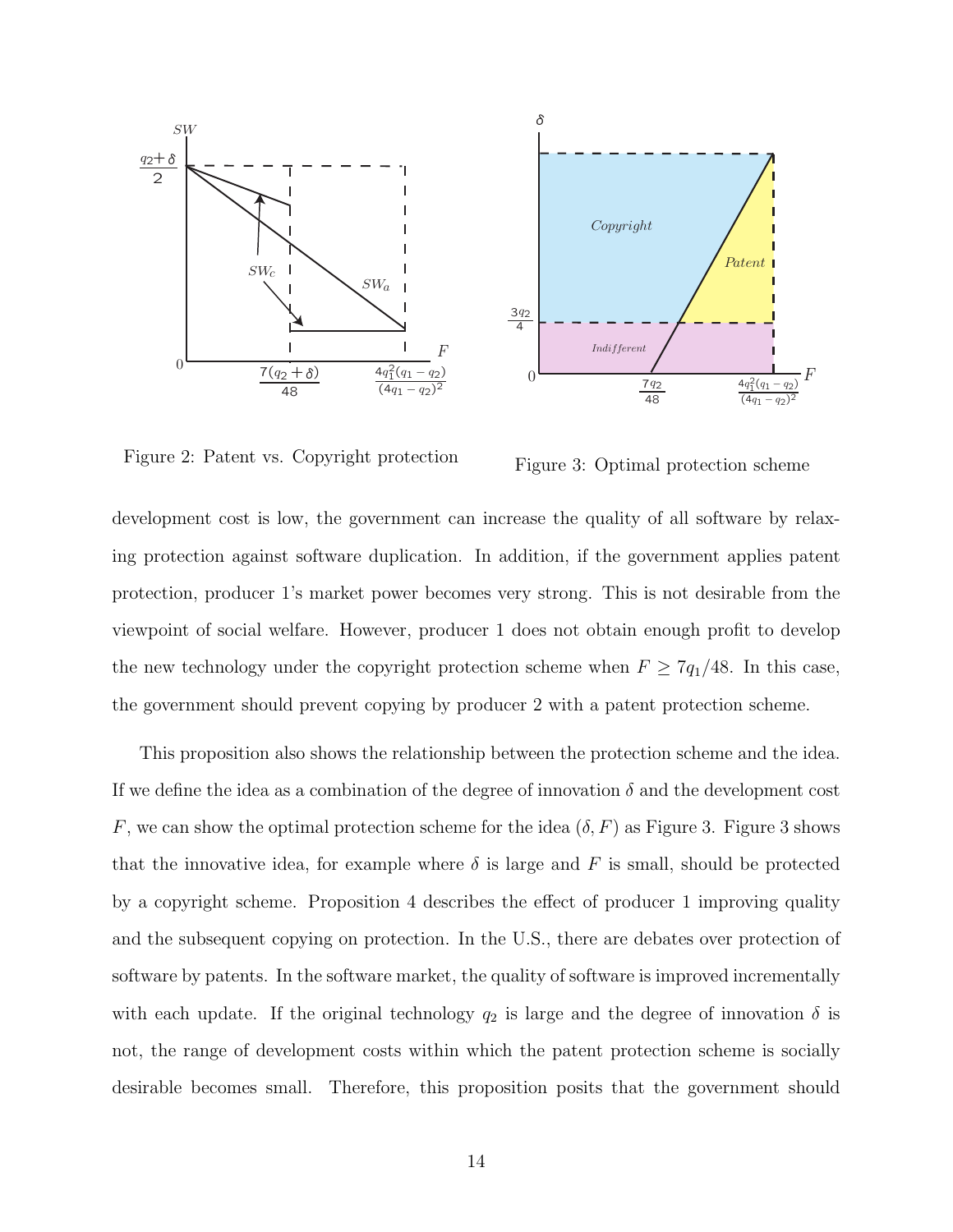Figure 2: Patent vs. Copyright protection

Figure 3: Optimal protection scheme

development cost is low, the government can increase the quality of all software by relaxing protection against software duplication. In addition, if the government applies patent protection, producer 1's market power becomes very strong. This is not desirable from the viewpoint of social welfare. However, producer 1 does not obtain enough profit to develop the new technology under the copyright protection scheme when $F \geq 7q_1/48$. In this case, the government should prevent copying by producer 2 with a patent protection scheme.

This proposition also shows the relationship between the protection scheme and the idea. If we define the idea as a combination of the degree of innovation $\delta$ and the development cost $F$, we can show the optimal protection scheme for the idea $(\delta, F)$ as Figure 3. Figure 3 shows that the innovative idea, for example where $\delta$ is large and $F$ is small, should be protected by a copyright scheme. Proposition 4 describes the effect of producer 1 improving quality and the subsequent copying on protection. In the U.S., there are debates over protection of software by patents. In the software market, the quality of software is improved incrementally with each update. If the original technology $q_2$ is large and the degree of innovation $\delta$ is not, the range of development costs within which the patent protection scheme is socially desirable becomes small. Therefore, this proposition posits that the government should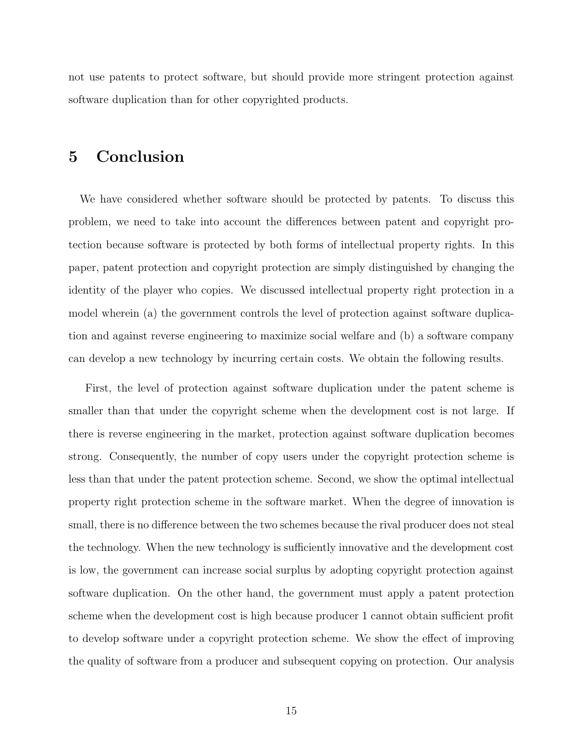not use patents to protect software, but should provide more stringent protection against software duplication than for other copyrighted products.

## 5 Conclusion

We have considered whether software should be protected by patents. To discuss this problem, we need to take into account the differences between patent and copyright protection because software is protected by both forms of intellectual property rights. In this paper, patent protection and copyright protection are simply distinguished by changing the identity of the player who copies. We discussed intellectual property right protection in a model wherein (a) the government controls the level of protection against software duplication and against reverse engineering to maximize social welfare and (b) a software company can develop a new technology by incurring certain costs. We obtain the following results.

First, the level of protection against software duplication under the patent scheme is smaller than that under the copyright scheme when the development cost is not large. If there is reverse engineering in the market, protection against software duplication becomes strong. Consequently, the number of copy users under the copyright protection scheme is less than that under the patent protection scheme. Second, we show the optimal intellectual property right protection scheme in the software market. When the degree of innovation is small, there is no difference between the two schemes because the rival producer does not steal the technology. When the new technology is sufficiently innovative and the development cost is low, the government can increase social surplus by adopting copyright protection against software duplication. On the other hand, the government must apply a patent protection scheme when the development cost is high because producer 1 cannot obtain sufficient profit to develop software under a copyright protection scheme. We show the effect of improving the quality of software from a producer and subsequent copying on protection. Our analysis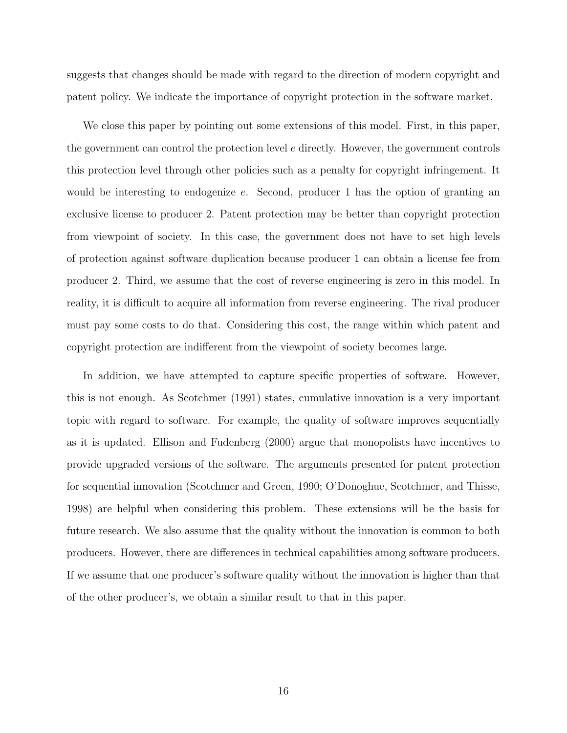suggests that changes should be made with regard to the direction of modern copyright and patent policy. We indicate the importance of copyright protection in the software market.

We close this paper by pointing out some extensions of this model. First, in this paper, the government can control the protection level $e$ directly. However, the government controls this protection level through other policies such as a penalty for copyright infringement. It would be interesting to endogenize $e$. Second, producer 1 has the option of granting an exclusive license to producer 2. Patent protection may be better than copyright protection from viewpoint of society. In this case, the government does not have to set high levels of protection against software duplication because producer 1 can obtain a license fee from producer 2. Third, we assume that the cost of reverse engineering is zero in this model. In reality, it is difficult to acquire all information from reverse engineering. The rival producer must pay some costs to do that. Considering this cost, the range within which patent and copyright protection are indifferent from the viewpoint of society becomes large.

In addition, we have attempted to capture specific properties of software. However, this is not enough. As Scotchmer (1991) states, cumulative innovation is a very important topic with regard to software. For example, the quality of software improves sequentially as it is updated. Ellison and Fudenberg (2000) argue that monopolists have incentives to provide upgraded versions of the software. The arguments presented for patent protection for sequential innovation (Scotchmer and Green, 1990; O'Donoghue, Scotchmer, and Thisse, 1998) are helpful when considering this problem. These extensions will be the basis for future research. We also assume that the quality without the innovation is common to both producers. However, there are differences in technical capabilities among software producers. If we assume that one producer's software quality without the innovation is higher than that of the other producer's, we obtain a similar result to that in this paper.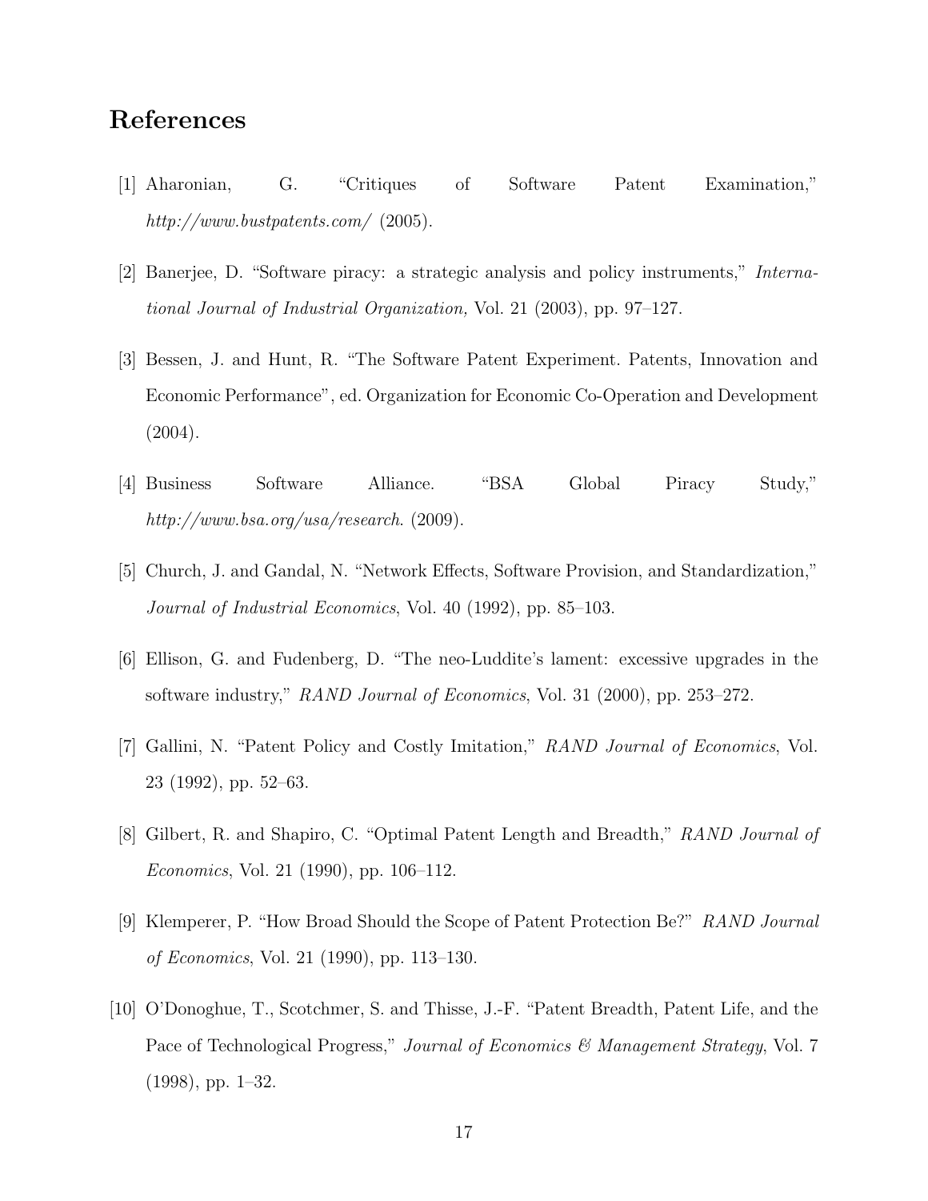# References

[1] Aharonian, G. "Critiques of Software Patent Examination," *http://www.bustpatents.com/* (2005).

[2] Banerjee, D. "Software piracy: a strategic analysis and policy instruments," *International Journal of Industrial Organization,* Vol. 21 (2003), pp. 97–127.

[3] Bessen, J. and Hunt, R. "The Software Patent Experiment. Patents, Innovation and Economic Performance", ed. Organization for Economic Co-Operation and Development (2004).

[4] Business Software Alliance. "BSA Global Piracy Study," *http://www.bsa.org/usa/research*. (2009).

[5] Church, J. and Gandal, N. "Network Effects, Software Provision, and Standardization," *Journal of Industrial Economics*, Vol. 40 (1992), pp. 85–103.

[6] Ellison, G. and Fudenberg, D. "The neo-Luddite's lament: excessive upgrades in the software industry," *RAND Journal of Economics*, Vol. 31 (2000), pp. 253–272.

[7] Gallini, N. "Patent Policy and Costly Imitation," *RAND Journal of Economics*, Vol. 23 (1992), pp. 52–63.

[8] Gilbert, R. and Shapiro, C. "Optimal Patent Length and Breadth," *RAND Journal of Economics*, Vol. 21 (1990), pp. 106–112.

[9] Klemperer, P. "How Broad Should the Scope of Patent Protection Be?" *RAND Journal of Economics*, Vol. 21 (1990), pp. 113–130.

[10] O'Donoghue, T., Scotchmer, S. and Thisse, J.-F. "Patent Breadth, Patent Life, and the Pace of Technological Progress," *Journal of Economics & Management Strategy*, Vol. 7 (1998), pp. 1–32.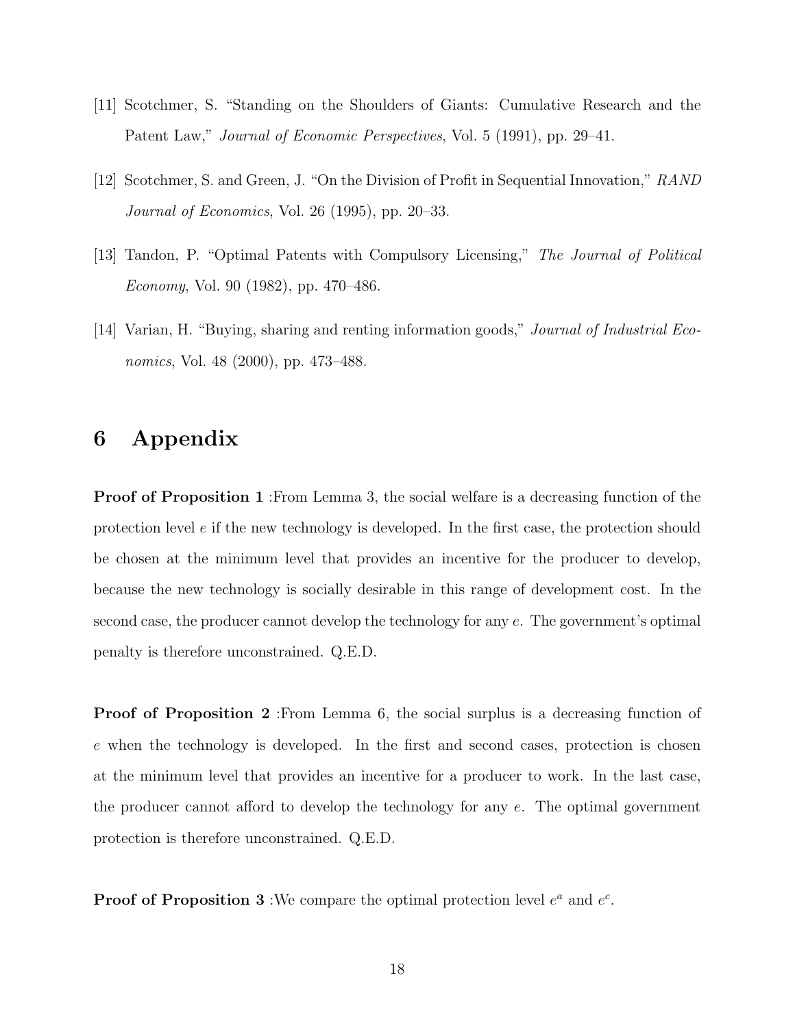[11] Scotchmer, S. "Standing on the Shoulders of Giants: Cumulative Research and the Patent Law," *Journal of Economic Perspectives*, Vol. 5 (1991), pp. 29–41.

[12] Scotchmer, S. and Green, J. "On the Division of Profit in Sequential Innovation," *RAND Journal of Economics*, Vol. 26 (1995), pp. 20–33.

[13] Tandon, P. "Optimal Patents with Compulsory Licensing," *The Journal of Political Economy*, Vol. 90 (1982), pp. 470–486.

[14] Varian, H. "Buying, sharing and renting information goods," *Journal of Industrial Economics*, Vol. 48 (2000), pp. 473–488.

# 6 Appendix

**Proof of Proposition 1** :From Lemma 3, the social welfare is a decreasing function of the protection level $e$ if the new technology is developed. In the first case, the protection should be chosen at the minimum level that provides an incentive for the producer to develop, because the new technology is socially desirable in this range of development cost. In the second case, the producer cannot develop the technology for any $e$. The government's optimal penalty is therefore unconstrained. Q.E.D.

**Proof of Proposition 2** :From Lemma 6, the social surplus is a decreasing function of $e$ when the technology is developed. In the first and second cases, protection is chosen at the minimum level that provides an incentive for a producer to work. In the last case, the producer cannot afford to develop the technology for any $e$. The optimal government protection is therefore unconstrained. Q.E.D.

**Proof of Proposition 3** :We compare the optimal protection level $e^a$ and $e^c$.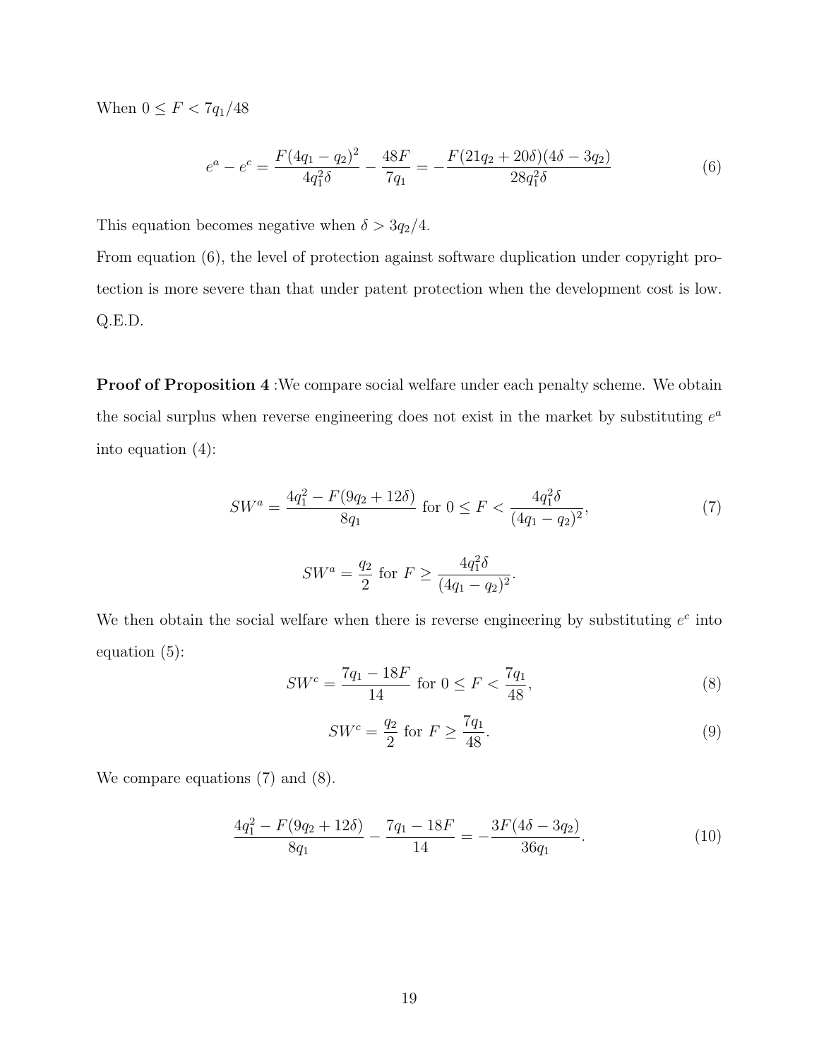When $0 \leq F < 7q_1/48$

$$e^a - e^c = \frac{F(4q_1 - q_2)^2}{4q_1^2\delta} - \frac{48F}{7q_1} = -\frac{F(21q_2 + 20\delta)(4\delta - 3q_2)}{28q_1^2\delta} \tag{6}$$

This equation becomes negative when $\delta > 3q_2/4$.

From equation (6), the level of protection against software duplication under copyright protection is more severe than that under patent protection when the development cost is low. Q.E.D.

**Proof of Proposition 4** :We compare social welfare under each penalty scheme. We obtain the social surplus when reverse engineering does not exist in the market by substituting $e^a$ into equation (4):

$$SW^a = \frac{4q_1^2 - F(9q_2 + 12\delta)}{8q_1} \text{ for } 0 \leq F < \frac{4q_1^2\delta}{(4q_1 - q_2)^2}, \tag{7}$$

$$SW^a = \frac{q_2}{2} \text{ for } F \geq \frac{4q_1^2\delta}{(4q_1 - q_2)^2}.$$

We then obtain the social welfare when there is reverse engineering by substituting $e^c$ into equation (5):

$$SW^c = \frac{7q_1 - 18F}{14} \text{ for } 0 \leq F < \frac{7q_1}{48}, \tag{8}$$

$$SW^c = \frac{q_2}{2} \text{ for } F \geq \frac{7q_1}{48}. \tag{9}$$

We compare equations (7) and (8).

$$\frac{4q_1^2 - F(9q_2 + 12\delta)}{8q_1} - \frac{7q_1 - 18F}{14} = -\frac{3F(4\delta - 3q_2)}{36q_1}. \tag{10}$$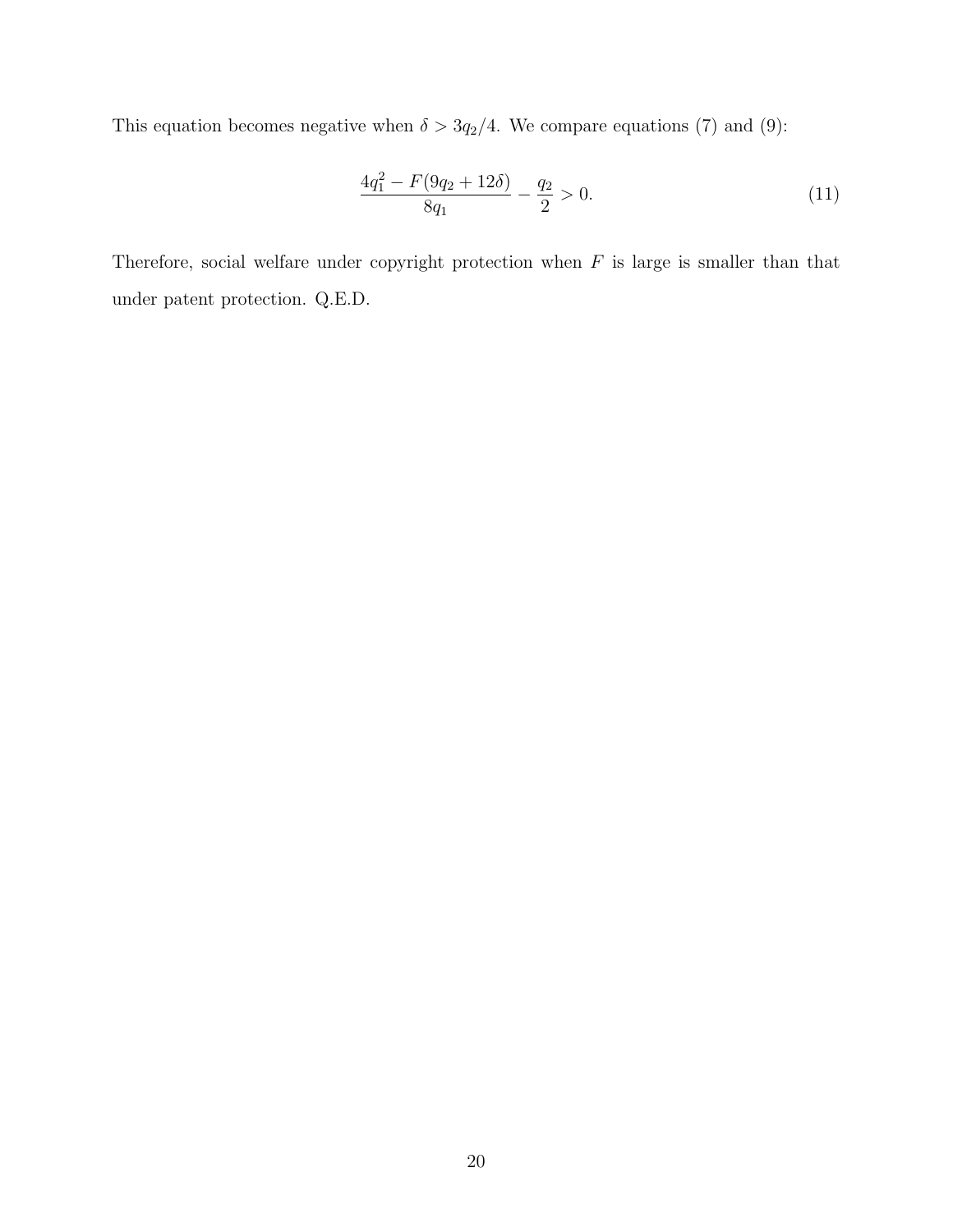This equation becomes negative when $\delta > 3q_2/4$. We compare equations (7) and (9):

$$\frac{4q_1^2 - F(9q_2 + 12\delta)}{8q_1} - \frac{q_2}{2} > 0. \tag{11}$$

Therefore, social welfare under copyright protection when $F$ is large is smaller than that under patent protection. Q.E.D.